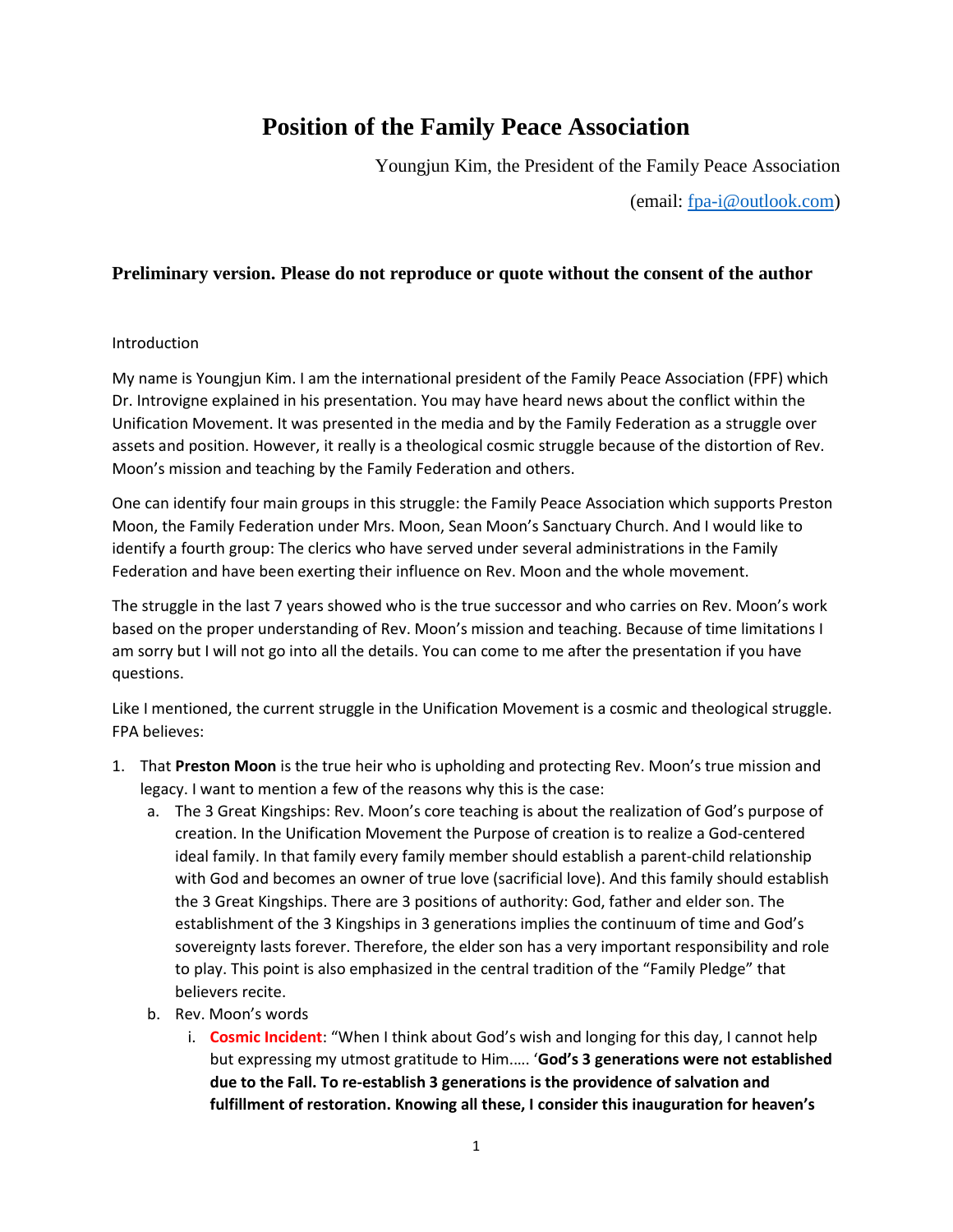# Position of the Family Peace Association

Youngjun Kim, the President of the Family Peace Association

(email: fpa-i@outlook.com)

**Preliminary version. Please do not reproduce or quote without the consent of the author**

Introduction

My name is Youngjun Kim. I am the international president of the Family Peace Association (FPF) which Dr. Introvigne explained in his presentation. You may have heard news about the conflict within the Unification Movement. It was presented in the media and by the Family Federation as a struggle over assets and position. However, it really is a theological cosmic struggle because of the distortion of Rev. Moon's mission and teaching by the Family Federation and others.

One can identify four main groups in this struggle: the Family Peace Association which supports Preston Moon, the Family Federation under Mrs. Moon, Sean Moon's Sanctuary Church. And I would like to identify a fourth group: The clerics who have served under several administrations in the Family Federation and have been exerting their influence on Rev. Moon and the whole movement.

The struggle in the last 7 years showed who is the true successor and who carries on Rev. Moon's work based on the proper understanding of Rev. Moon's mission and teaching. Because of time limitations I am sorry but I will not go into all the details. You can come to me after the presentation if you have questions.

Like I mentioned, the current struggle in the Unification Movement is a cosmic and theological struggle. FPA believes:

1. That **Preston Moon** is the true heir who is upholding and protecting Rev. Moon's true mission and legacy. I want to mention a few of the reasons why this is the case:
   a. The 3 Great Kingships: Rev. Moon's core teaching is about the realization of God's purpose of creation. In the Unification Movement the Purpose of creation is to realize a God-centered ideal family. In that family every family member should establish a parent-child relationship with God and becomes an owner of true love (sacrificial love). And this family should establish the 3 Great Kingships. There are 3 positions of authority: God, father and elder son. The establishment of the 3 Kingships in 3 generations implies the continuum of time and God's sovereignty lasts forever. Therefore, the elder son has a very important responsibility and role to play. This point is also emphasized in the central tradition of the "Family Pledge" that believers recite.
   b. Rev. Moon's words
      i. **Cosmic Incident**: "When I think about God's wish and longing for this day, I cannot help but expressing my utmost gratitude to Him..... '**God's 3 generations were not established due to the Fall. To re-establish 3 generations is the providence of salvation and fulfillment of restoration. Knowing all these, I consider this inauguration for heaven's**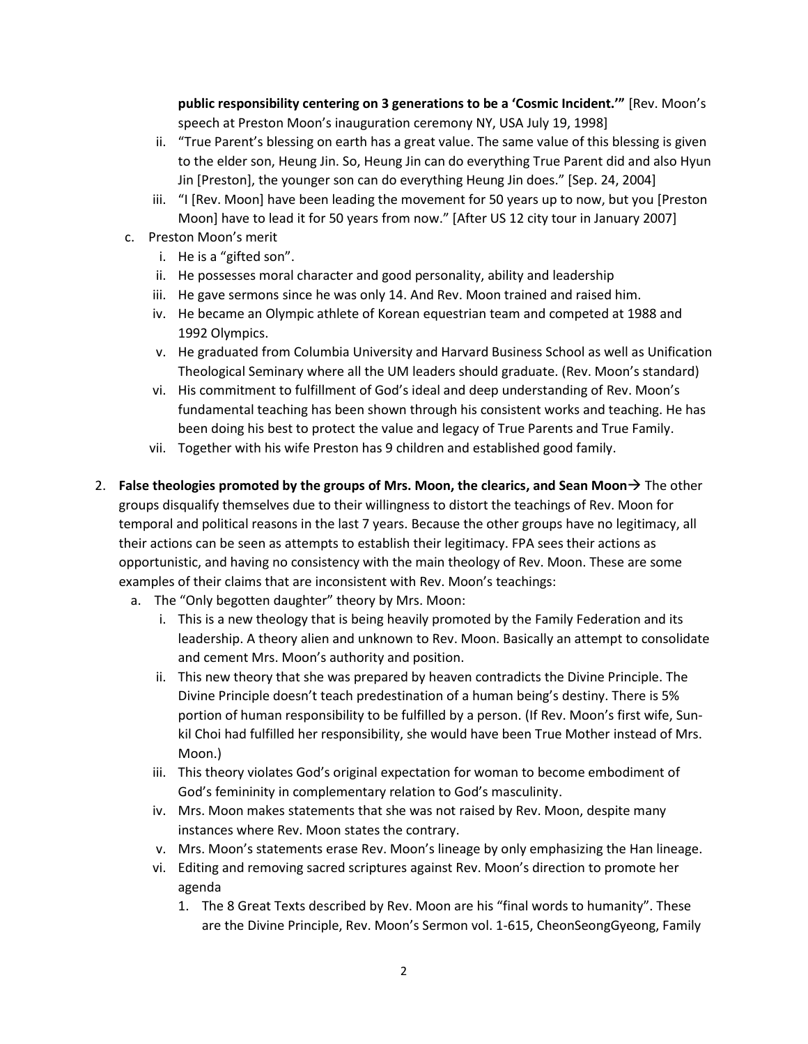**public responsibility centering on 3 generations to be a 'Cosmic Incident.'"** [Rev. Moon's speech at Preston Moon's inauguration ceremony NY, USA July 19, 1998]

   ii. "True Parent's blessing on earth has a great value. The same value of this blessing is given to the elder son, Heung Jin. So, Heung Jin can do everything True Parent did and also Hyun Jin [Preston], the younger son can do everything Heung Jin does." [Sep. 24, 2004]

   iii. "I [Rev. Moon] have been leading the movement for 50 years up to now, but you [Preston Moon] have to lead it for 50 years from now." [After US 12 city tour in January 2007]

c. Preston Moon's merit
   i. He is a "gifted son".
   ii. He possesses moral character and good personality, ability and leadership
   iii. He gave sermons since he was only 14. And Rev. Moon trained and raised him.
   iv. He became an Olympic athlete of Korean equestrian team and competed at 1988 and 1992 Olympics.
   v. He graduated from Columbia University and Harvard Business School as well as Unification Theological Seminary where all the UM leaders should graduate. (Rev. Moon's standard)
   vi. His commitment to fulfillment of God's ideal and deep understanding of Rev. Moon's fundamental teaching has been shown through his consistent works and teaching. He has been doing his best to protect the value and legacy of True Parents and True Family.
   vii. Together with his wife Preston has 9 children and established good family.

2. **False theologies promoted by the groups of Mrs. Moon, the clearics, and Sean Moon→** The other groups disqualify themselves due to their willingness to distort the teachings of Rev. Moon for temporal and political reasons in the last 7 years. Because the other groups have no legitimacy, all their actions can be seen as attempts to establish their legitimacy. FPA sees their actions as opportunistic, and having no consistency with the main theology of Rev. Moon. These are some examples of their claims that are inconsistent with Rev. Moon's teachings:
   a. The "Only begotten daughter" theory by Mrs. Moon:
      i. This is a new theology that is being heavily promoted by the Family Federation and its leadership. A theory alien and unknown to Rev. Moon. Basically an attempt to consolidate and cement Mrs. Moon's authority and position.
      ii. This new theory that she was prepared by heaven contradicts the Divine Principle. The Divine Principle doesn't teach predestination of a human being's destiny. There is 5% portion of human responsibility to be fulfilled by a person. (If Rev. Moon's first wife, Sun-kil Choi had fulfilled her responsibility, she would have been True Mother instead of Mrs. Moon.)
      iii. This theory violates God's original expectation for woman to become embodiment of God's femininity in complementary relation to God's masculinity.
      iv. Mrs. Moon makes statements that she was not raised by Rev. Moon, despite many instances where Rev. Moon states the contrary.
      v. Mrs. Moon's statements erase Rev. Moon's lineage by only emphasizing the Han lineage.
      vi. Editing and removing sacred scriptures against Rev. Moon's direction to promote her agenda
         1. The 8 Great Texts described by Rev. Moon are his "final words to humanity". These are the Divine Principle, Rev. Moon's Sermon vol. 1-615, CheonSeongGyeong, Family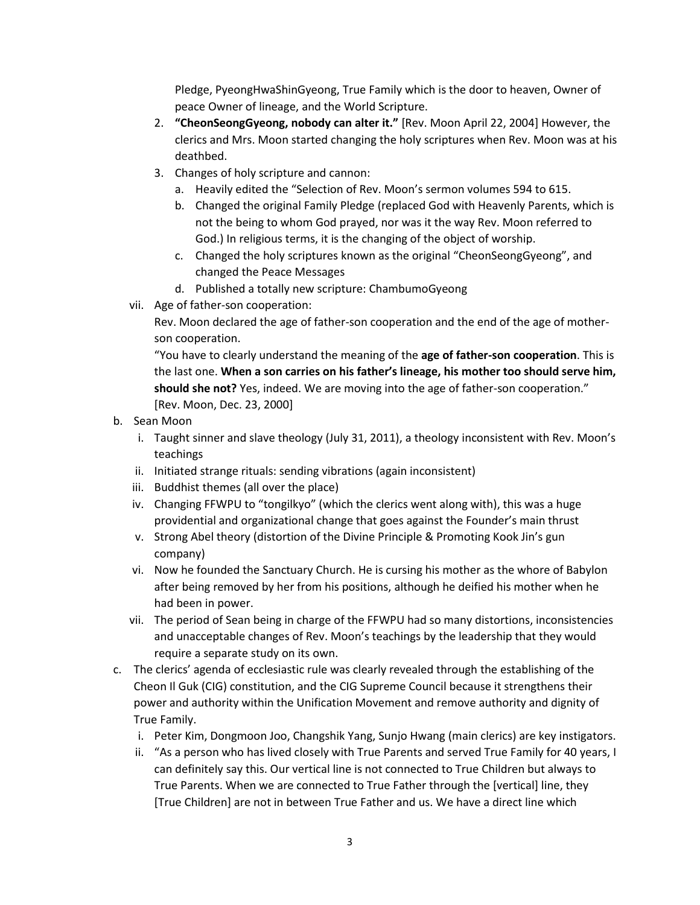Pledge, PyeongHwaShinGyeong, True Family which is the door to heaven, Owner of peace Owner of lineage, and the World Scripture.

2. **"CheonSeongGyeong, nobody can alter it."** [Rev. Moon April 22, 2004] However, the clerics and Mrs. Moon started changing the holy scriptures when Rev. Moon was at his deathbed.
3. Changes of holy scripture and cannon:
    a. Heavily edited the "Selection of Rev. Moon's sermon volumes 594 to 615.
    b. Changed the original Family Pledge (replaced God with Heavenly Parents, which is not the being to whom God prayed, nor was it the way Rev. Moon referred to God.) In religious terms, it is the changing of the object of worship.
    c. Changed the holy scriptures known as the original "CheonSeongGyeong", and changed the Peace Messages
    d. Published a totally new scripture: ChambumoGyeong

vii. Age of father-son cooperation:

Rev. Moon declared the age of father-son cooperation and the end of the age of mother-son cooperation.

"You have to clearly understand the meaning of the **age of father-son cooperation**. This is the last one. **When a son carries on his father's lineage, his mother too should serve him, should she not?** Yes, indeed. We are moving into the age of father-son cooperation." [Rev. Moon, Dec. 23, 2000]

b. Sean Moon
    i. Taught sinner and slave theology (July 31, 2011), a theology inconsistent with Rev. Moon's teachings
    ii. Initiated strange rituals: sending vibrations (again inconsistent)
    iii. Buddhist themes (all over the place)
    iv. Changing FFWPU to "tongilkyo" (which the clerics went along with), this was a huge providential and organizational change that goes against the Founder's main thrust
    v. Strong Abel theory (distortion of the Divine Principle & Promoting Kook Jin's gun company)
    vi. Now he founded the Sanctuary Church. He is cursing his mother as the whore of Babylon after being removed by her from his positions, although he deified his mother when he had been in power.
    vii. The period of Sean being in charge of the FFWPU had so many distortions, inconsistencies and unacceptable changes of Rev. Moon's teachings by the leadership that they would require a separate study on its own.

c. The clerics' agenda of ecclesiastic rule was clearly revealed through the establishing of the Cheon Il Guk (CIG) constitution, and the CIG Supreme Council because it strengthens their power and authority within the Unification Movement and remove authority and dignity of True Family.
    i. Peter Kim, Dongmoon Joo, Changshik Yang, Sunjo Hwang (main clerics) are key instigators.
    ii. "As a person who has lived closely with True Parents and served True Family for 40 years, I can definitely say this. Our vertical line is not connected to True Children but always to True Parents. When we are connected to True Father through the [vertical] line, they [True Children] are not in between True Father and us. We have a direct line which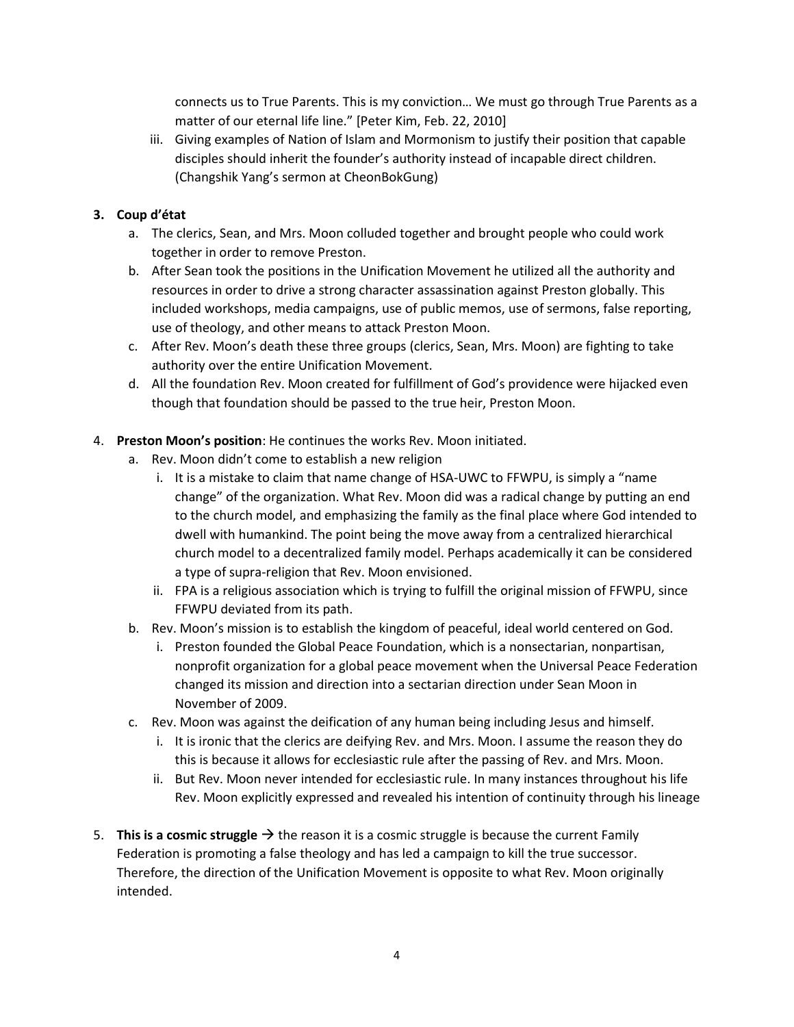connects us to True Parents. This is my conviction… We must go through True Parents as a matter of our eternal life line." [Peter Kim, Feb. 22, 2010]

iii. Giving examples of Nation of Islam and Mormonism to justify their position that capable disciples should inherit the founder's authority instead of incapable direct children. (Changshik Yang's sermon at CheonBokGung)

3. **Coup d'état**
   a. The clerics, Sean, and Mrs. Moon colluded together and brought people who could work together in order to remove Preston.
   b. After Sean took the positions in the Unification Movement he utilized all the authority and resources in order to drive a strong character assassination against Preston globally. This included workshops, media campaigns, use of public memos, use of sermons, false reporting, use of theology, and other means to attack Preston Moon.
   c. After Rev. Moon's death these three groups (clerics, Sean, Mrs. Moon) are fighting to take authority over the entire Unification Movement.
   d. All the foundation Rev. Moon created for fulfillment of God's providence were hijacked even though that foundation should be passed to the true heir, Preston Moon.

4. **Preston Moon's position**: He continues the works Rev. Moon initiated.
   a. Rev. Moon didn't come to establish a new religion
      i. It is a mistake to claim that name change of HSA-UWC to FFWPU, is simply a "name change" of the organization. What Rev. Moon did was a radical change by putting an end to the church model, and emphasizing the family as the final place where God intended to dwell with humankind. The point being the move away from a centralized hierarchical church model to a decentralized family model. Perhaps academically it can be considered a type of supra-religion that Rev. Moon envisioned.
      ii. FPA is a religious association which is trying to fulfill the original mission of FFWPU, since FFWPU deviated from its path.
   b. Rev. Moon's mission is to establish the kingdom of peaceful, ideal world centered on God.
      i. Preston founded the Global Peace Foundation, which is a nonsectarian, nonpartisan, nonprofit organization for a global peace movement when the Universal Peace Federation changed its mission and direction into a sectarian direction under Sean Moon in November of 2009.
   c. Rev. Moon was against the deification of any human being including Jesus and himself.
      i. It is ironic that the clerics are deifying Rev. and Mrs. Moon. I assume the reason they do this is because it allows for ecclesiastic rule after the passing of Rev. and Mrs. Moon.
      ii. But Rev. Moon never intended for ecclesiastic rule. In many instances throughout his life Rev. Moon explicitly expressed and revealed his intention of continuity through his lineage

5. **This is a cosmic struggle** → the reason it is a cosmic struggle is because the current Family Federation is promoting a false theology and has led a campaign to kill the true successor. Therefore, the direction of the Unification Movement is opposite to what Rev. Moon originally intended.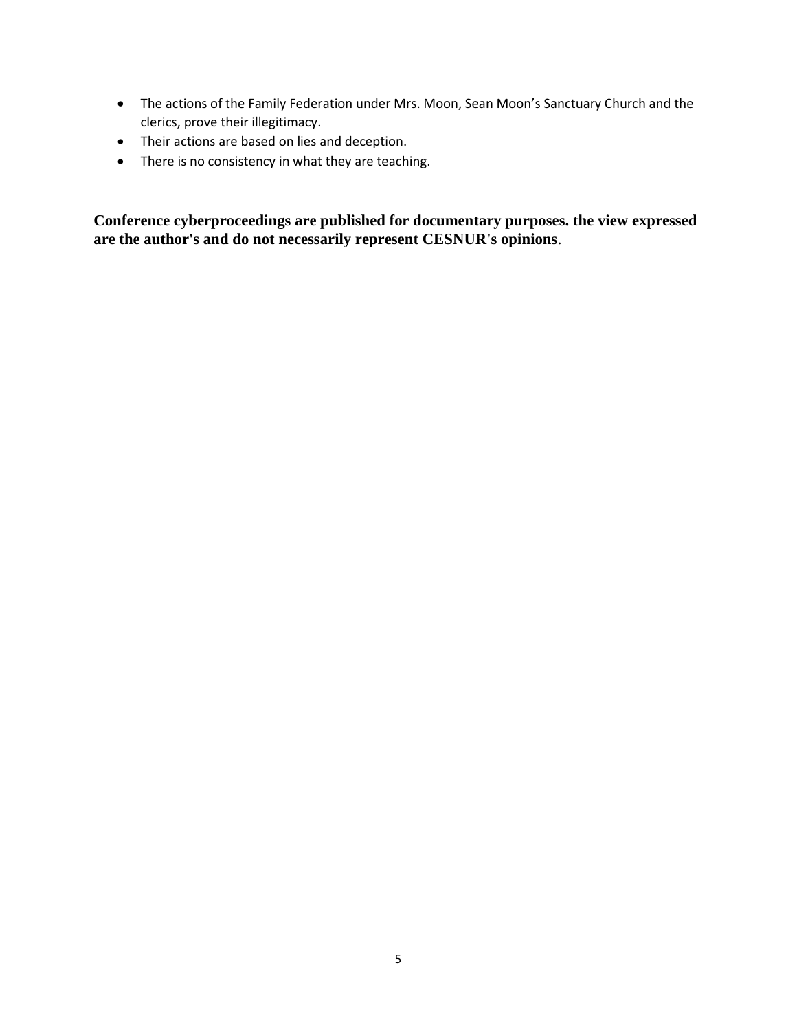- The actions of the Family Federation under Mrs. Moon, Sean Moon's Sanctuary Church and the clerics, prove their illegitimacy.
- Their actions are based on lies and deception.
- There is no consistency in what they are teaching.

**Conference cyberproceedings are published for documentary purposes. the view expressed are the author's and do not necessarily represent CESNUR's opinions**.